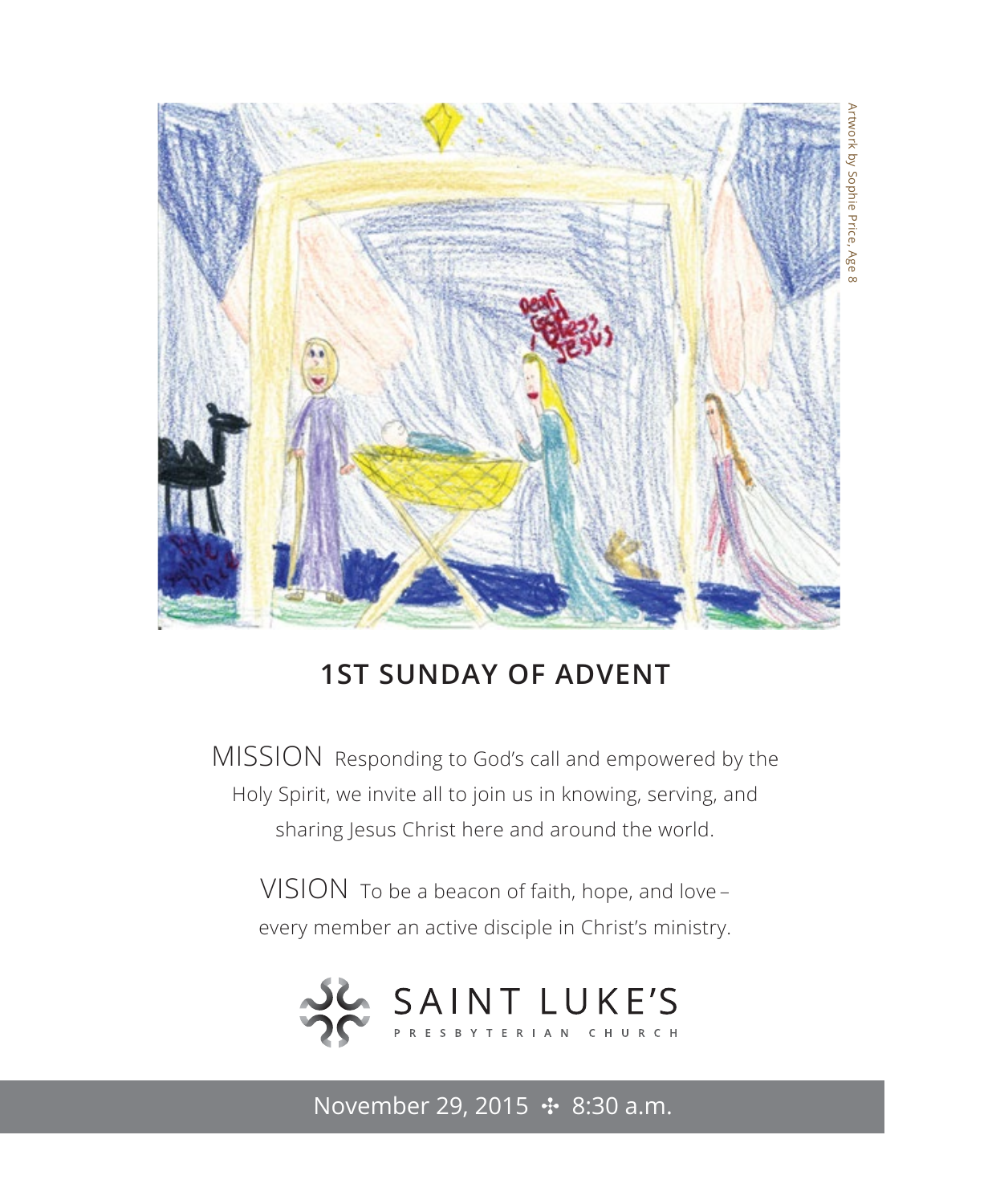Artwork by Sophie Price, Age 8

# 1ST SUNDAY OF ADVENT

MISSION Responding to God's call and empowered by the Holy Spirit, we invite all to join us in knowing, serving, and sharing Jesus Christ here and around the world.

VISION To be a beacon of faith, hope, and love – every member an active disciple in Christ's ministry.

SAINT LUKE'S
PRESBYTERIAN CHURCH

November 29, 2015 ✣ 8:30 a.m.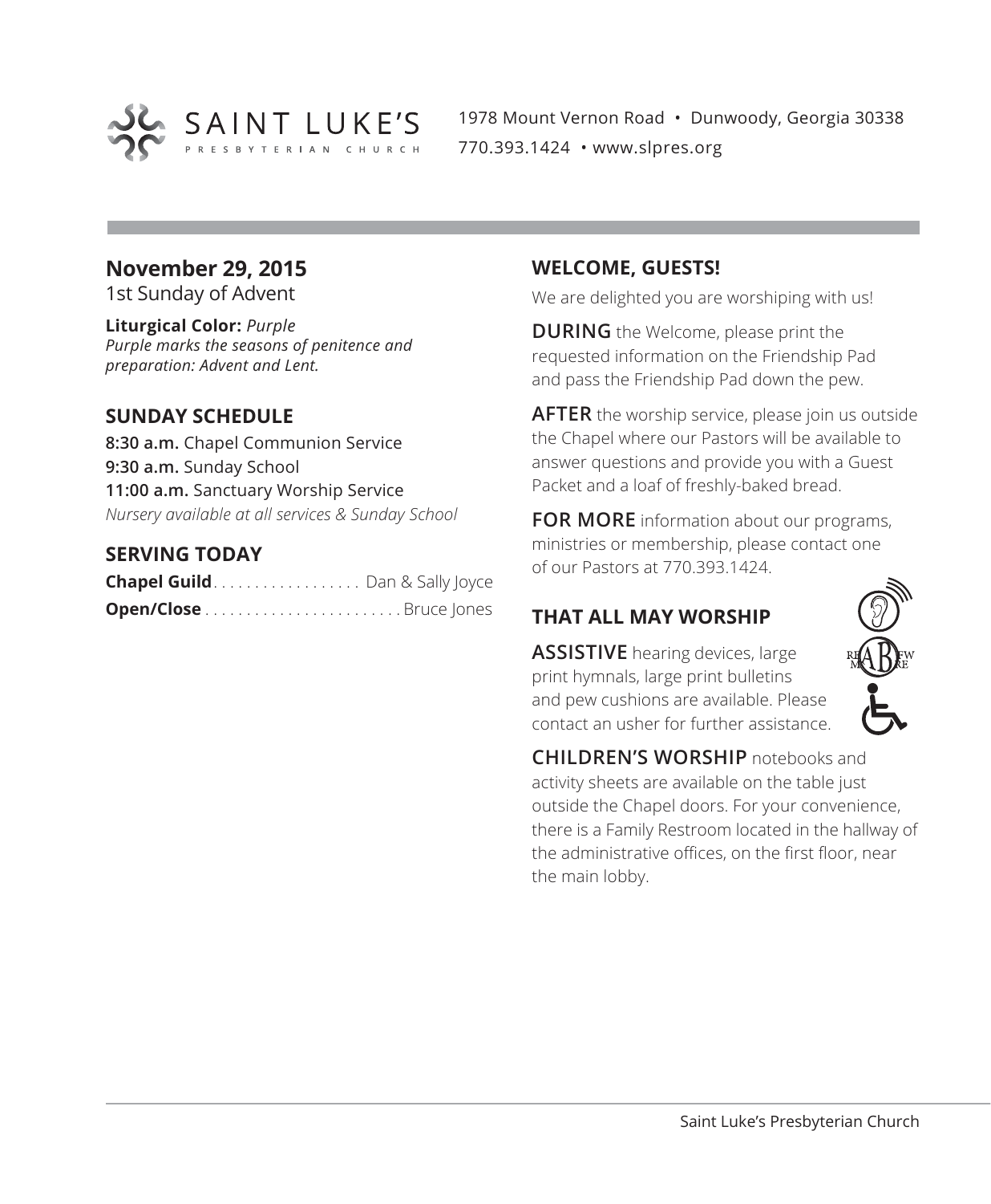SAINT LUKE'S PRESBYTERIAN CHURCH

1978 Mount Vernon Road • Dunwoody, Georgia 30338
770.393.1424 • www.slpres.org

## November 29, 2015

1st Sunday of Advent

**Liturgical Color:** *Purple*
*Purple marks the seasons of penitence and preparation: Advent and Lent.*

## SUNDAY SCHEDULE

**8:30 a.m.** Chapel Communion Service
**9:30 a.m.** Sunday School
**11:00 a.m.** Sanctuary Worship Service
*Nursery available at all services & Sunday School*

## SERVING TODAY

**Chapel Guild** . . . . . . . . . . . . . . . . . . Dan & Sally Joyce
**Open/Close** . . . . . . . . . . . . . . . . . . . . . . . Bruce Jones

## WELCOME, GUESTS!

We are delighted you are worshiping with us!

**DURING** the Welcome, please print the requested information on the Friendship Pad and pass the Friendship Pad down the pew.

**AFTER** the worship service, please join us outside the Chapel where our Pastors will be available to answer questions and provide you with a Guest Packet and a loaf of freshly-baked bread.

**FOR MORE** information about our programs, ministries or membership, please contact one of our Pastors at 770.393.1424.

## THAT ALL MAY WORSHIP

**ASSISTIVE** hearing devices, large print hymnals, large print bulletins and pew cushions are available. Please contact an usher for further assistance.

**CHILDREN'S WORSHIP** notebooks and activity sheets are available on the table just outside the Chapel doors. For your convenience, there is a Family Restroom located in the hallway of the administrative offices, on the first floor, near the main lobby.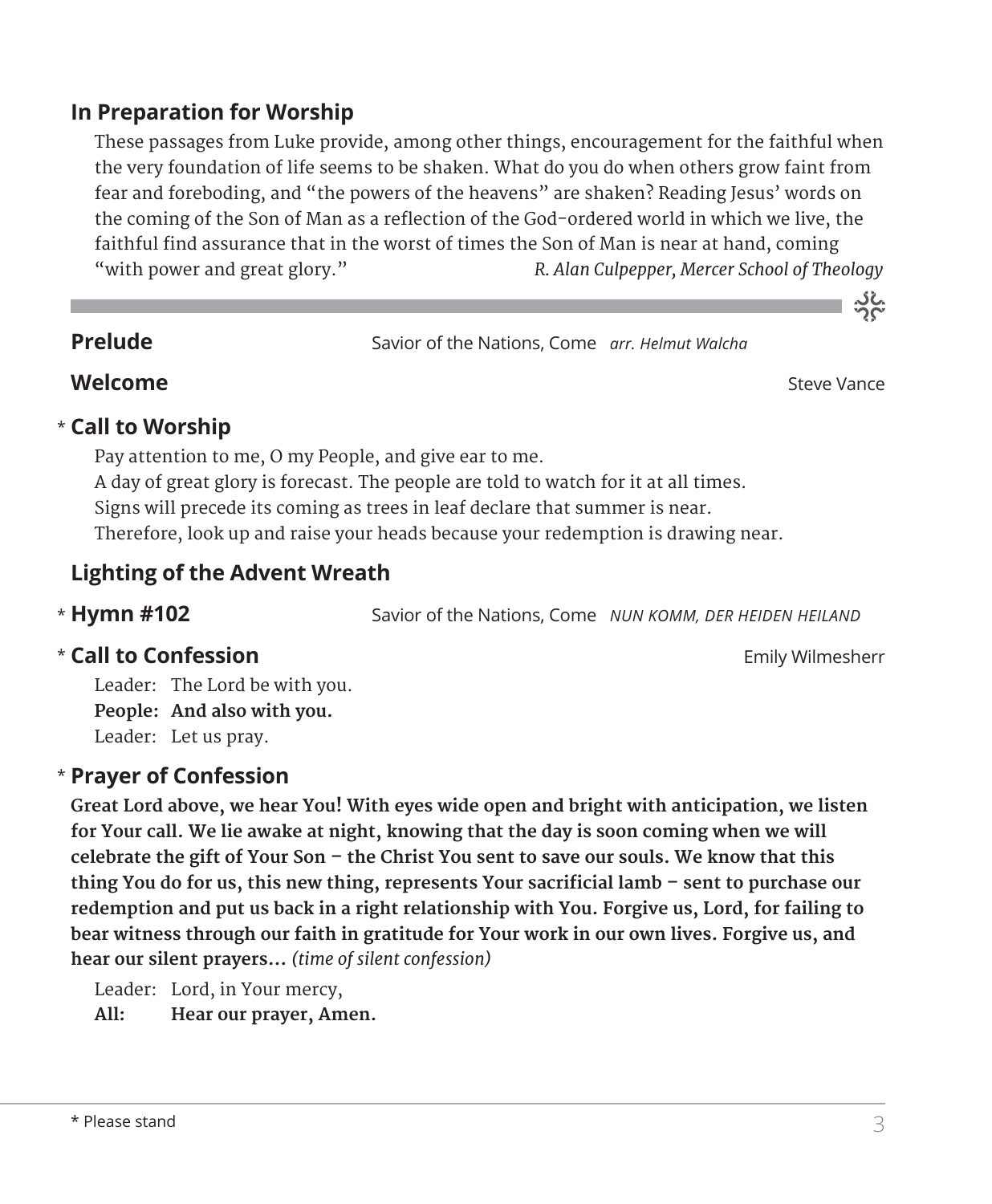## In Preparation for Worship

These passages from Luke provide, among other things, encouragement for the faithful when the very foundation of life seems to be shaken. What do you do when others grow faint from fear and foreboding, and "the powers of the heavens" are shaken? Reading Jesus' words on the coming of the Son of Man as a reflection of the God-ordered world in which we live, the faithful find assurance that in the worst of times the Son of Man is near at hand, coming "with power and great glory." *R. Alan Culpepper, Mercer School of Theology*

---

**Prelude** Savior of the Nations, Come *arr. Helmut Walcha*

**Welcome** Steve Vance

\* **Call to Worship**

Pay attention to me, O my People, and give ear to me.
A day of great glory is forecast. The people are told to watch for it at all times.
Signs will precede its coming as trees in leaf declare that summer is near.
Therefore, look up and raise your heads because your redemption is drawing near.

**Lighting of the Advent Wreath**

\* **Hymn #102** Savior of the Nations, Come *NUN KOMM, DER HEIDEN HEILAND*

\* **Call to Confession** Emily Wilmesherr

Leader: The Lord be with you.
**People: And also with you.**
Leader: Let us pray.

\* **Prayer of Confession**

**Great Lord above, we hear You! With eyes wide open and bright with anticipation, we listen for Your call. We lie awake at night, knowing that the day is soon coming when we will celebrate the gift of Your Son – the Christ You sent to save our souls. We know that this thing You do for us, this new thing, represents Your sacrificial lamb – sent to purchase our redemption and put us back in a right relationship with You. Forgive us, Lord, for failing to bear witness through our faith in gratitude for Your work in our own lives. Forgive us, and hear our silent prayers…** *(time of silent confession)*

Leader: Lord, in Your mercy,
**All: Hear our prayer, Amen.**

\* Please stand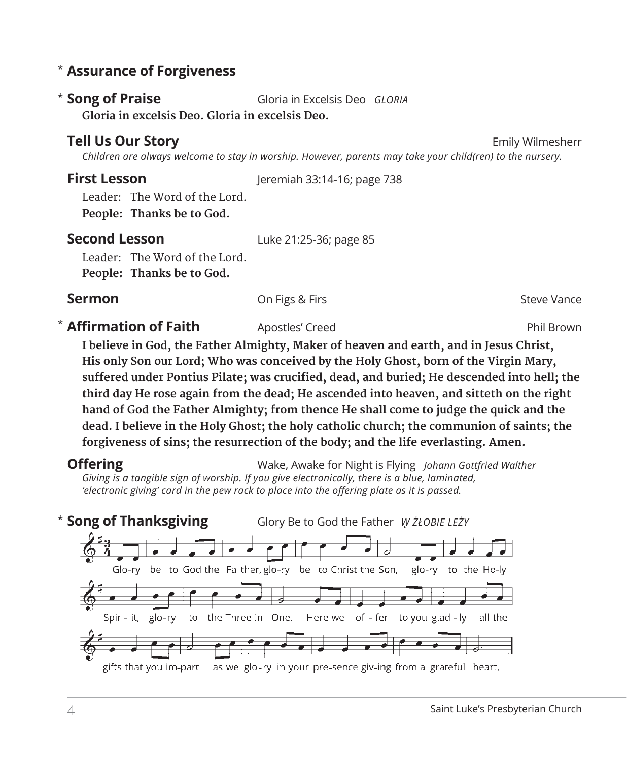\* **Assurance of Forgiveness**

\* **Song of Praise** Gloria in Excelsis Deo *GLORIA*

**Gloria in excelsis Deo. Gloria in excelsis Deo.**

**Tell Us Our Story** Emily Wilmesherr

*Children are always welcome to stay in worship. However, parents may take your child(ren) to the nursery.*

**First Lesson** Jeremiah 33:14-16; page 738

Leader: The Word of the Lord.
**People: Thanks be to God.**

**Second Lesson** Luke 21:25-36; page 85

Leader: The Word of the Lord.
**People: Thanks be to God.**

**Sermon** On Figs & Firs Steve Vance

\* **Affirmation of Faith** Apostles' Creed Phil Brown

**I believe in God, the Father Almighty, Maker of heaven and earth, and in Jesus Christ, His only Son our Lord; Who was conceived by the Holy Ghost, born of the Virgin Mary, suffered under Pontius Pilate; was crucified, dead, and buried; He descended into hell; the third day He rose again from the dead; He ascended into heaven, and sitteth on the right hand of God the Father Almighty; from thence He shall come to judge the quick and the dead. I believe in the Holy Ghost; the holy catholic church; the communion of saints; the forgiveness of sins; the resurrection of the body; and the life everlasting. Amen.**

**Offering** Wake, Awake for Night is Flying *Johann Gottfried Walther*

*Giving is a tangible sign of worship. If you give electronically, there is a blue, laminated, 'electronic giving' card in the pew rack to place into the offering plate as it is passed.*

\* **Song of Thanksgiving** Glory Be to God the Father *W ŻŁOBIE LEŻY*

Glo-ry be to God the Fa ther, glo-ry be to Christ the Son, glo-ry to the Ho-ly Spir - it, glo-ry to the Three in One. Here we of - fer to you glad - ly all the gifts that you im-part as we glo-ry in your pre-sence giv-ing from a grateful heart.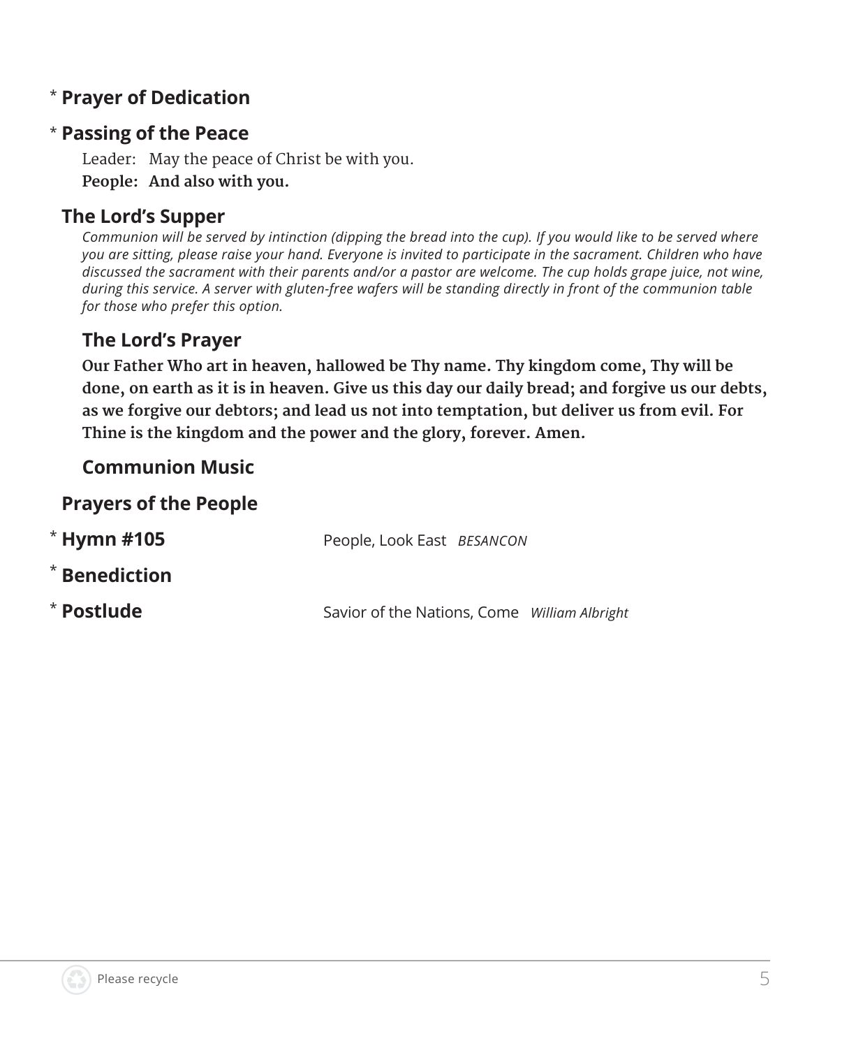\* **Prayer of Dedication**

\* **Passing of the Peace**

Leader: May the peace of Christ be with you.

**People: And also with you.**

**The Lord's Supper**

*Communion will be served by intinction (dipping the bread into the cup). If you would like to be served where you are sitting, please raise your hand. Everyone is invited to participate in the sacrament. Children who have discussed the sacrament with their parents and/or a pastor are welcome. The cup holds grape juice, not wine, during this service. A server with gluten-free wafers will be standing directly in front of the communion table for those who prefer this option.*

**The Lord's Prayer**

**Our Father Who art in heaven, hallowed be Thy name. Thy kingdom come, Thy will be done, on earth as it is in heaven. Give us this day our daily bread; and forgive us our debts, as we forgive our debtors; and lead us not into temptation, but deliver us from evil. For Thine is the kingdom and the power and the glory, forever. Amen.**

**Communion Music**

**Prayers of the People**

\* **Hymn #105** — People, Look East *BESANCON*

\* **Benediction**

\* **Postlude** — Savior of the Nations, Come *William Albright*

Please recycle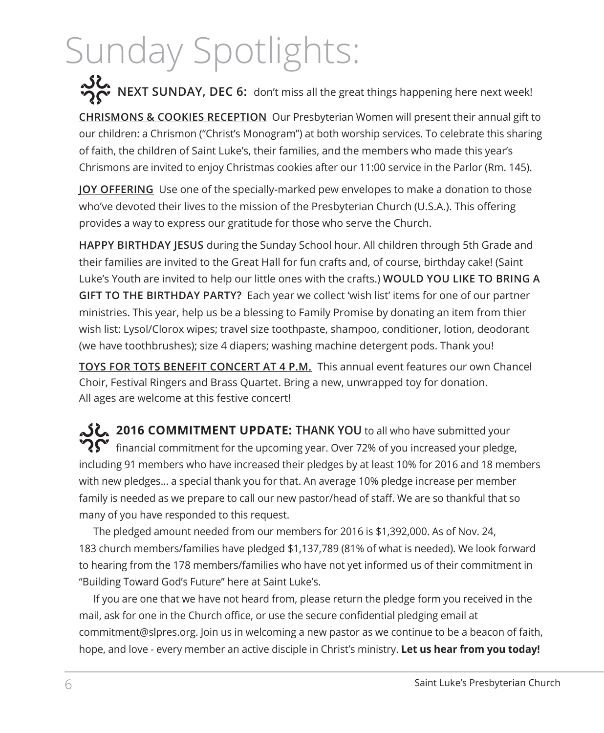# Sunday Spotlights:

**NEXT SUNDAY, DEC 6:** don't miss all the great things happening here next week!

**CHRISMONS & COOKIES RECEPTION** Our Presbyterian Women will present their annual gift to our children: a Chrismon ("Christ's Monogram") at both worship services. To celebrate this sharing of faith, the children of Saint Luke's, their families, and the members who made this year's Chrismons are invited to enjoy Christmas cookies after our 11:00 service in the Parlor (Rm. 145).

**JOY OFFERING** Use one of the specially-marked pew envelopes to make a donation to those who've devoted their lives to the mission of the Presbyterian Church (U.S.A.). This offering provides a way to express our gratitude for those who serve the Church.

**HAPPY BIRTHDAY JESUS** during the Sunday School hour. All children through 5th Grade and their families are invited to the Great Hall for fun crafts and, of course, birthday cake! (Saint Luke's Youth are invited to help our little ones with the crafts.) **WOULD YOU LIKE TO BRING A GIFT TO THE BIRTHDAY PARTY?** Each year we collect 'wish list' items for one of our partner ministries. This year, help us be a blessing to Family Promise by donating an item from thier wish list: Lysol/Clorox wipes; travel size toothpaste, shampoo, conditioner, lotion, deodorant (we have toothbrushes); size 4 diapers; washing machine detergent pods. Thank you!

**TOYS FOR TOTS BENEFIT CONCERT AT 4 P.M.** This annual event features our own Chancel Choir, Festival Ringers and Brass Quartet. Bring a new, unwrapped toy for donation. All ages are welcome at this festive concert!

**2016 COMMITMENT UPDATE: THANK YOU** to all who have submitted your financial commitment for the upcoming year. Over 72% of you increased your pledge, including 91 members who have increased their pledges by at least 10% for 2016 and 18 members with new pledges... a special thank you for that. An average 10% pledge increase per member family is needed as we prepare to call our new pastor/head of staff. We are so thankful that so many of you have responded to this request.

The pledged amount needed from our members for 2016 is $1,392,000. As of Nov. 24, 183 church members/families have pledged $1,137,789 (81% of what is needed). We look forward to hearing from the 178 members/families who have not yet informed us of their commitment in "Building Toward God's Future" here at Saint Luke's.

If you are one that we have not heard from, please return the pledge form you received in the mail, ask for one in the Church office, or use the secure confidential pledging email at commitment@slpres.org. Join us in welcoming a new pastor as we continue to be a beacon of faith, hope, and love - every member an active disciple in Christ's ministry. **Let us hear from you today!**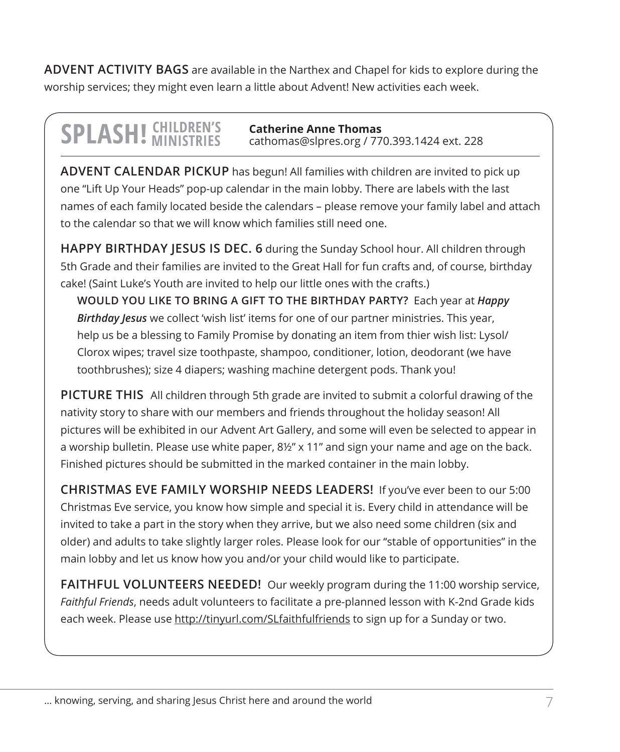**ADVENT ACTIVITY BAGS** are available in the Narthex and Chapel for kids to explore during the worship services; they might even learn a little about Advent! New activities each week.

## SPLASH! CHILDREN'S MINISTRIES

**Catherine Anne Thomas**
cathomas@slpres.org / 770.393.1424 ext. 228

**ADVENT CALENDAR PICKUP** has begun! All families with children are invited to pick up one "Lift Up Your Heads" pop-up calendar in the main lobby. There are labels with the last names of each family located beside the calendars – please remove your family label and attach to the calendar so that we will know which families still need one.

**HAPPY BIRTHDAY JESUS IS DEC. 6** during the Sunday School hour. All children through 5th Grade and their families are invited to the Great Hall for fun crafts and, of course, birthday cake! (Saint Luke's Youth are invited to help our little ones with the crafts.)

**WOULD YOU LIKE TO BRING A GIFT TO THE BIRTHDAY PARTY?** Each year at ***Happy Birthday Jesus*** we collect 'wish list' items for one of our partner ministries. This year, help us be a blessing to Family Promise by donating an item from thier wish list: Lysol/ Clorox wipes; travel size toothpaste, shampoo, conditioner, lotion, deodorant (we have toothbrushes); size 4 diapers; washing machine detergent pods. Thank you!

**PICTURE THIS** All children through 5th grade are invited to submit a colorful drawing of the nativity story to share with our members and friends throughout the holiday season! All pictures will be exhibited in our Advent Art Gallery, and some will even be selected to appear in a worship bulletin. Please use white paper, 8½" x 11" and sign your name and age on the back. Finished pictures should be submitted in the marked container in the main lobby.

**CHRISTMAS EVE FAMILY WORSHIP NEEDS LEADERS!** If you've ever been to our 5:00 Christmas Eve service, you know how simple and special it is. Every child in attendance will be invited to take a part in the story when they arrive, but we also need some children (six and older) and adults to take slightly larger roles. Please look for our "stable of opportunities" in the main lobby and let us know how you and/or your child would like to participate.

**FAITHFUL VOLUNTEERS NEEDED!** Our weekly program during the 11:00 worship service, *Faithful Friends*, needs adult volunteers to facilitate a pre-planned lesson with K-2nd Grade kids each week. Please use http://tinyurl.com/SLfaithfulfriends to sign up for a Sunday or two.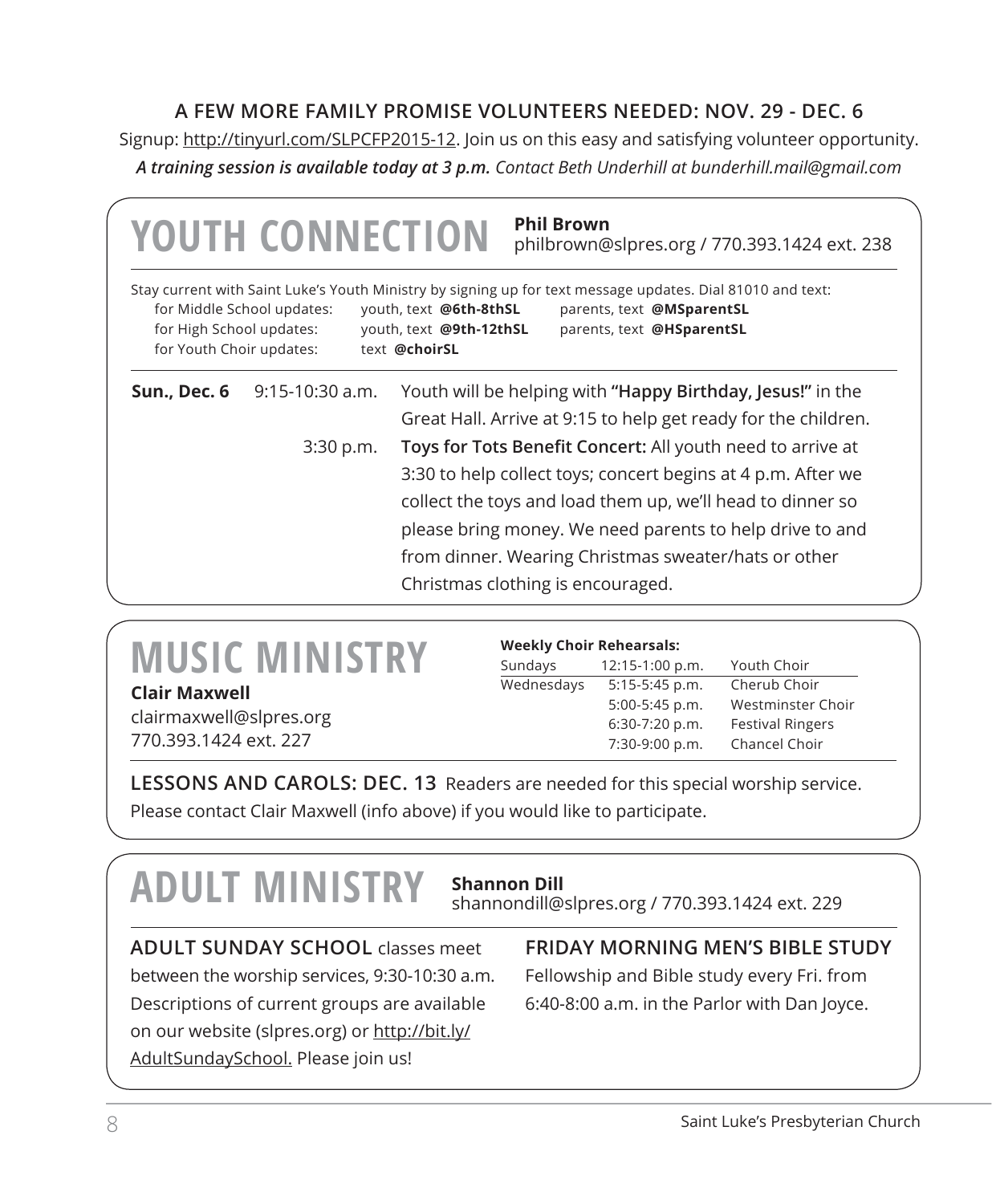## A FEW MORE FAMILY PROMISE VOLUNTEERS NEEDED: NOV. 29 - DEC. 6

Signup: http://tinyurl.com/SLPCFP2015-12. Join us on this easy and satisfying volunteer opportunity.

***A training session is available today at 3 p.m.*** *Contact Beth Underhill at bunderhill.mail@gmail.com*

# YOUTH CONNECTION

**Phil Brown**
philbrown@slpres.org / 770.393.1424 ext. 238

Stay current with Saint Luke's Youth Ministry by signing up for text message updates. Dial 81010 and text:

| | | |
|---|---|---|
| for Middle School updates: | youth, text **@6th-8thSL** | parents, text **@MSparentSL** |
| for High School updates: | youth, text **@9th-12thSL** | parents, text **@HSparentSL** |
| for Youth Choir updates: | text **@choirSL** | |

| | | |
|---|---|---|
| **Sun., Dec. 6** | 9:15-10:30 a.m. | Youth will be helping with **"Happy Birthday, Jesus!"** in the Great Hall. Arrive at 9:15 to help get ready for the children. |
| | 3:30 p.m. | **Toys for Tots Benefit Concert:** All youth need to arrive at 3:30 to help collect toys; concert begins at 4 p.m. After we collect the toys and load them up, we'll head to dinner so please bring money. We need parents to help drive to and from dinner. Wearing Christmas sweater/hats or other Christmas clothing is encouraged. |

# MUSIC MINISTRY

**Clair Maxwell**
clairmaxwell@slpres.org
770.393.1424 ext. 227

**Weekly Choir Rehearsals:**

| | | |
|---|---|---|
| Sundays | 12:15-1:00 p.m. | Youth Choir |
| Wednesdays | 5:15-5:45 p.m. | Cherub Choir |
| | 5:00-5:45 p.m. | Westminster Choir |
| | 6:30-7:20 p.m. | Festival Ringers |
| | 7:30-9:00 p.m. | Chancel Choir |

**LESSONS AND CAROLS: DEC. 13** Readers are needed for this special worship service. Please contact Clair Maxwell (info above) if you would like to participate.

# ADULT MINISTRY

**Shannon Dill**
shannondill@slpres.org / 770.393.1424 ext. 229

**ADULT SUNDAY SCHOOL** classes meet between the worship services, 9:30-10:30 a.m. Descriptions of current groups are available on our website (slpres.org) or http://bit.ly/AdultSundaySchool. Please join us!

**FRIDAY MORNING MEN'S BIBLE STUDY**
Fellowship and Bible study every Fri. from 6:40-8:00 a.m. in the Parlor with Dan Joyce.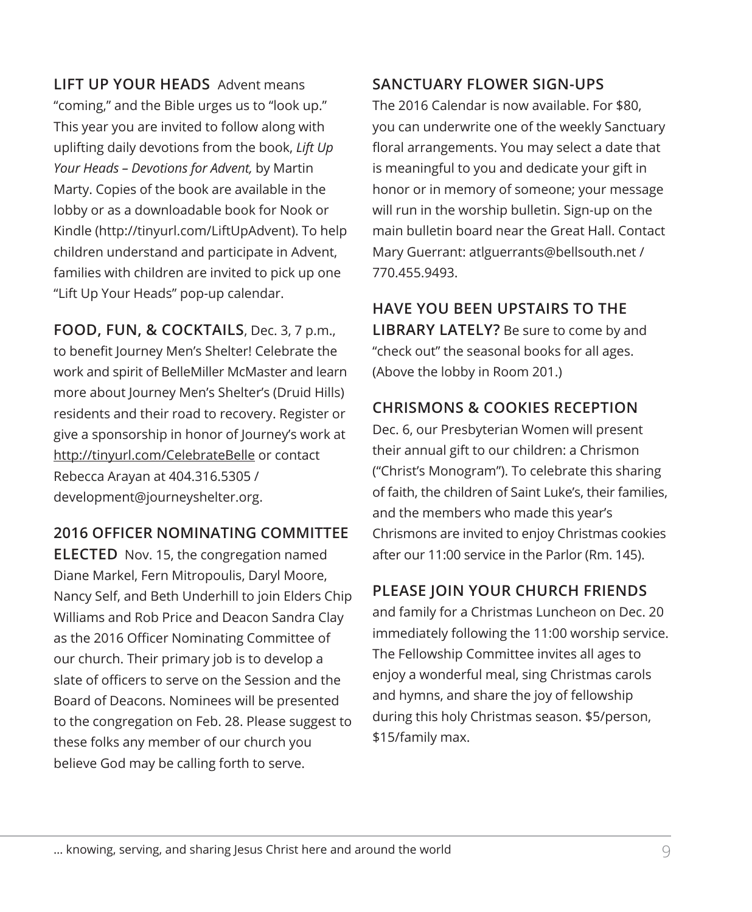**LIFT UP YOUR HEADS** Advent means "coming," and the Bible urges us to "look up." This year you are invited to follow along with uplifting daily devotions from the book, *Lift Up Your Heads – Devotions for Advent,* by Martin Marty. Copies of the book are available in the lobby or as a downloadable book for Nook or Kindle (http://tinyurl.com/LiftUpAdvent). To help children understand and participate in Advent, families with children are invited to pick up one "Lift Up Your Heads" pop-up calendar.

**FOOD, FUN, & COCKTAILS**, Dec. 3, 7 p.m., to benefit Journey Men's Shelter! Celebrate the work and spirit of BelleMiller McMaster and learn more about Journey Men's Shelter's (Druid Hills) residents and their road to recovery. Register or give a sponsorship in honor of Journey's work at http://tinyurl.com/CelebrateBelle or contact Rebecca Arayan at 404.316.5305 / development@journeyshelter.org.

**2016 OFFICER NOMINATING COMMITTEE ELECTED** Nov. 15, the congregation named Diane Markel, Fern Mitropoulis, Daryl Moore, Nancy Self, and Beth Underhill to join Elders Chip Williams and Rob Price and Deacon Sandra Clay as the 2016 Officer Nominating Committee of our church. Their primary job is to develop a slate of officers to serve on the Session and the Board of Deacons. Nominees will be presented to the congregation on Feb. 28. Please suggest to these folks any member of our church you believe God may be calling forth to serve.

**SANCTUARY FLOWER SIGN-UPS**

The 2016 Calendar is now available. For $80, you can underwrite one of the weekly Sanctuary floral arrangements. You may select a date that is meaningful to you and dedicate your gift in honor or in memory of someone; your message will run in the worship bulletin. Sign-up on the main bulletin board near the Great Hall. Contact Mary Guerrant: atlguerrants@bellsouth.net / 770.455.9493.

**HAVE YOU BEEN UPSTAIRS TO THE LIBRARY LATELY?** Be sure to come by and "check out" the seasonal books for all ages. (Above the lobby in Room 201.)

**CHRISMONS & COOKIES RECEPTION**

Dec. 6, our Presbyterian Women will present their annual gift to our children: a Chrismon ("Christ's Monogram"). To celebrate this sharing of faith, the children of Saint Luke's, their families, and the members who made this year's Chrismons are invited to enjoy Christmas cookies after our 11:00 service in the Parlor (Rm. 145).

**PLEASE JOIN YOUR CHURCH FRIENDS** and family for a Christmas Luncheon on Dec. 20 immediately following the 11:00 worship service. The Fellowship Committee invites all ages to enjoy a wonderful meal, sing Christmas carols and hymns, and share the joy of fellowship during this holy Christmas season. $5/person, $15/family max.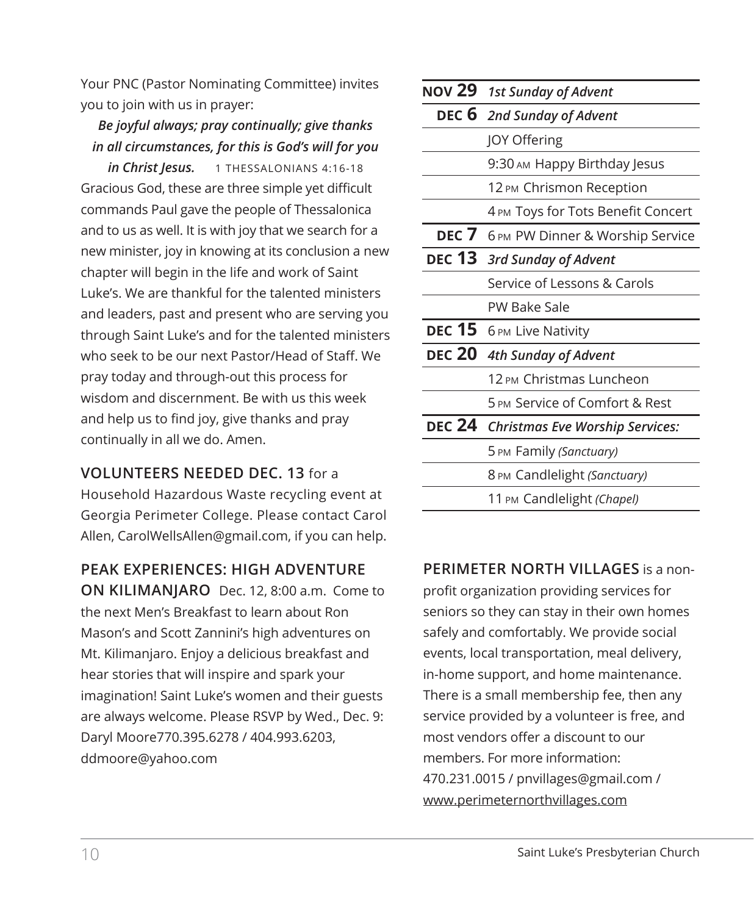Your PNC (Pastor Nominating Committee) invites you to join with us in prayer:

***Be joyful always; pray continually; give thanks in all circumstances, for this is God's will for you in Christ Jesus.*** 1 THESSALONIANS 4:16-18

Gracious God, these are three simple yet difficult commands Paul gave the people of Thessalonica and to us as well. It is with joy that we search for a new minister, joy in knowing at its conclusion a new chapter will begin in the life and work of Saint Luke's. We are thankful for the talented ministers and leaders, past and present who are serving you through Saint Luke's and for the talented ministers who seek to be our next Pastor/Head of Staff. We pray today and through-out this process for wisdom and discernment. Be with us this week and help us to find joy, give thanks and pray continually in all we do. Amen.

**VOLUNTEERS NEEDED DEC. 13** for a Household Hazardous Waste recycling event at Georgia Perimeter College. Please contact Carol Allen, CarolWellsAllen@gmail.com, if you can help.

**PEAK EXPERIENCES: HIGH ADVENTURE ON KILIMANJARO** Dec. 12, 8:00 a.m. Come to the next Men's Breakfast to learn about Ron Mason's and Scott Zannini's high adventures on Mt. Kilimanjaro. Enjoy a delicious breakfast and hear stories that will inspire and spark your imagination! Saint Luke's women and their guests are always welcome. Please RSVP by Wed., Dec. 9: Daryl Moore770.395.6278 / 404.993.6203, ddmoore@yahoo.com

| | |
|---|---|
| **NOV 29** | ***1st Sunday of Advent*** |
| **DEC 6** | ***2nd Sunday of Advent*** |
| | JOY Offering |
| | 9:30 AM Happy Birthday Jesus |
| | 12 PM Chrismon Reception |
| | 4 PM Toys for Tots Benefit Concert |
| **DEC 7** | 6 PM PW Dinner & Worship Service |
| **DEC 13** | ***3rd Sunday of Advent*** |
| | Service of Lessons & Carols |
| | PW Bake Sale |
| **DEC 15** | 6 PM Live Nativity |
| **DEC 20** | ***4th Sunday of Advent*** |
| | 12 PM Christmas Luncheon |
| | 5 PM Service of Comfort & Rest |
| **DEC 24** | ***Christmas Eve Worship Services:*** |
| | 5 PM Family *(Sanctuary)* |
| | 8 PM Candlelight *(Sanctuary)* |
| | 11 PM Candlelight *(Chapel)* |

**PERIMETER NORTH VILLAGES** is a non-profit organization providing services for seniors so they can stay in their own homes safely and comfortably. We provide social events, local transportation, meal delivery, in-home support, and home maintenance. There is a small membership fee, then any service provided by a volunteer is free, and most vendors offer a discount to our members. For more information: 470.231.0015 / pnvillages@gmail.com / www.perimeternorthvillages.com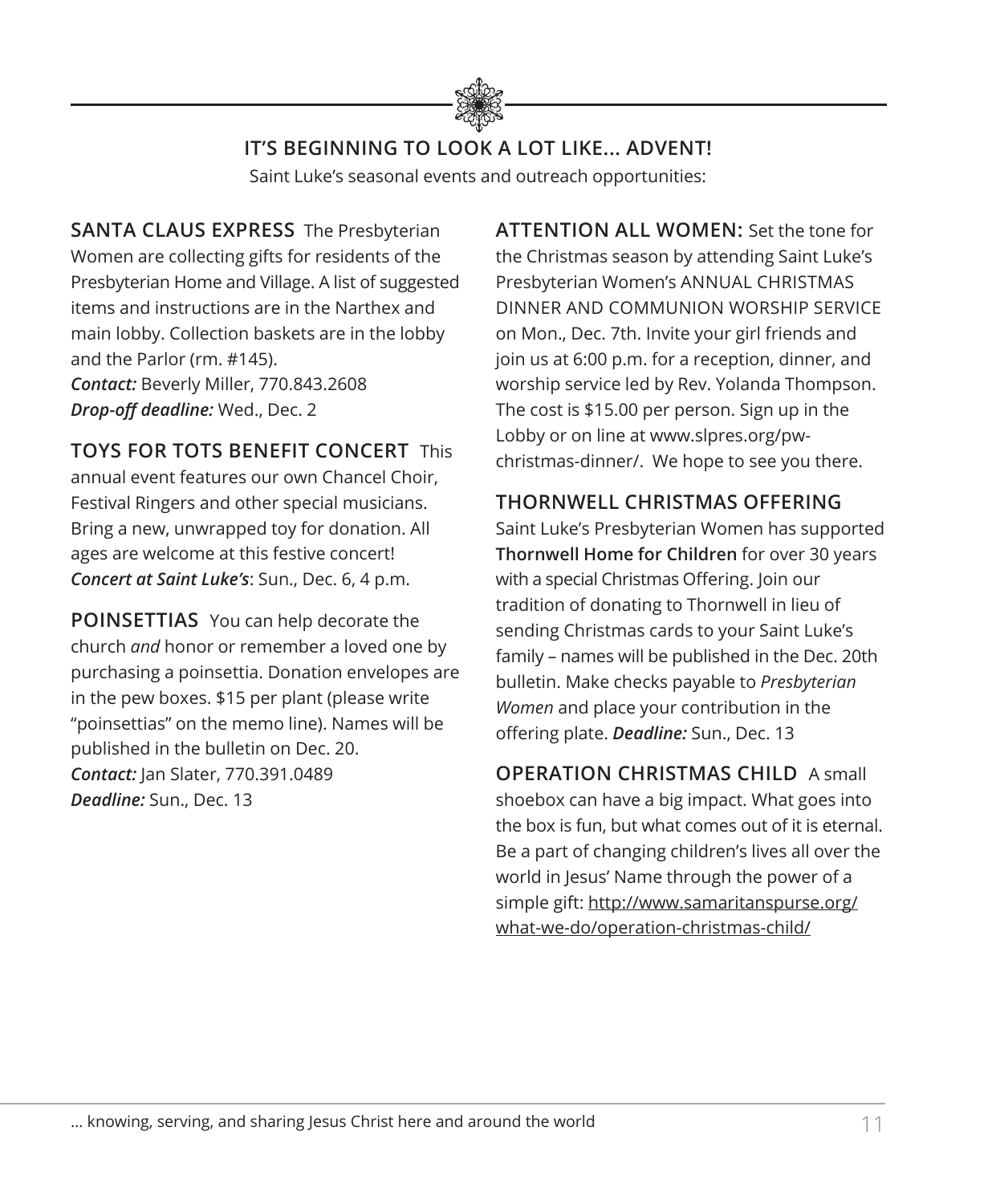## IT'S BEGINNING TO LOOK A LOT LIKE... ADVENT!

Saint Luke's seasonal events and outreach opportunities:

**SANTA CLAUS EXPRESS** The Presbyterian Women are collecting gifts for residents of the Presbyterian Home and Village. A list of suggested items and instructions are in the Narthex and main lobby. Collection baskets are in the lobby and the Parlor (rm. #145).
***Contact:*** Beverly Miller, 770.843.2608
***Drop-off deadline:*** Wed., Dec. 2

**TOYS FOR TOTS BENEFIT CONCERT** This annual event features our own Chancel Choir, Festival Ringers and other special musicians. Bring a new, unwrapped toy for donation. All ages are welcome at this festive concert!
***Concert at Saint Luke's***: Sun., Dec. 6, 4 p.m.

**POINSETTIAS** You can help decorate the church *and* honor or remember a loved one by purchasing a poinsettia. Donation envelopes are in the pew boxes. $15 per plant (please write "poinsettias" on the memo line). Names will be published in the bulletin on Dec. 20.
***Contact:*** Jan Slater, 770.391.0489
***Deadline:*** Sun., Dec. 13

**ATTENTION ALL WOMEN:** Set the tone for the Christmas season by attending Saint Luke's Presbyterian Women's ANNUAL CHRISTMAS DINNER AND COMMUNION WORSHIP SERVICE on Mon., Dec. 7th. Invite your girl friends and join us at 6:00 p.m. for a reception, dinner, and worship service led by Rev. Yolanda Thompson. The cost is $15.00 per person. Sign up in the Lobby or on line at www.slpres.org/pw-christmas-dinner/. We hope to see you there.

**THORNWELL CHRISTMAS OFFERING**
Saint Luke's Presbyterian Women has supported **Thornwell Home for Children** for over 30 years with a special Christmas Offering. Join our tradition of donating to Thornwell in lieu of sending Christmas cards to your Saint Luke's family – names will be published in the Dec. 20th bulletin. Make checks payable to *Presbyterian Women* and place your contribution in the offering plate. ***Deadline:*** Sun., Dec. 13

**OPERATION CHRISTMAS CHILD** A small shoebox can have a big impact. What goes into the box is fun, but what comes out of it is eternal. Be a part of changing children's lives all over the world in Jesus' Name through the power of a simple gift: http://www.samaritanspurse.org/what-we-do/operation-christmas-child/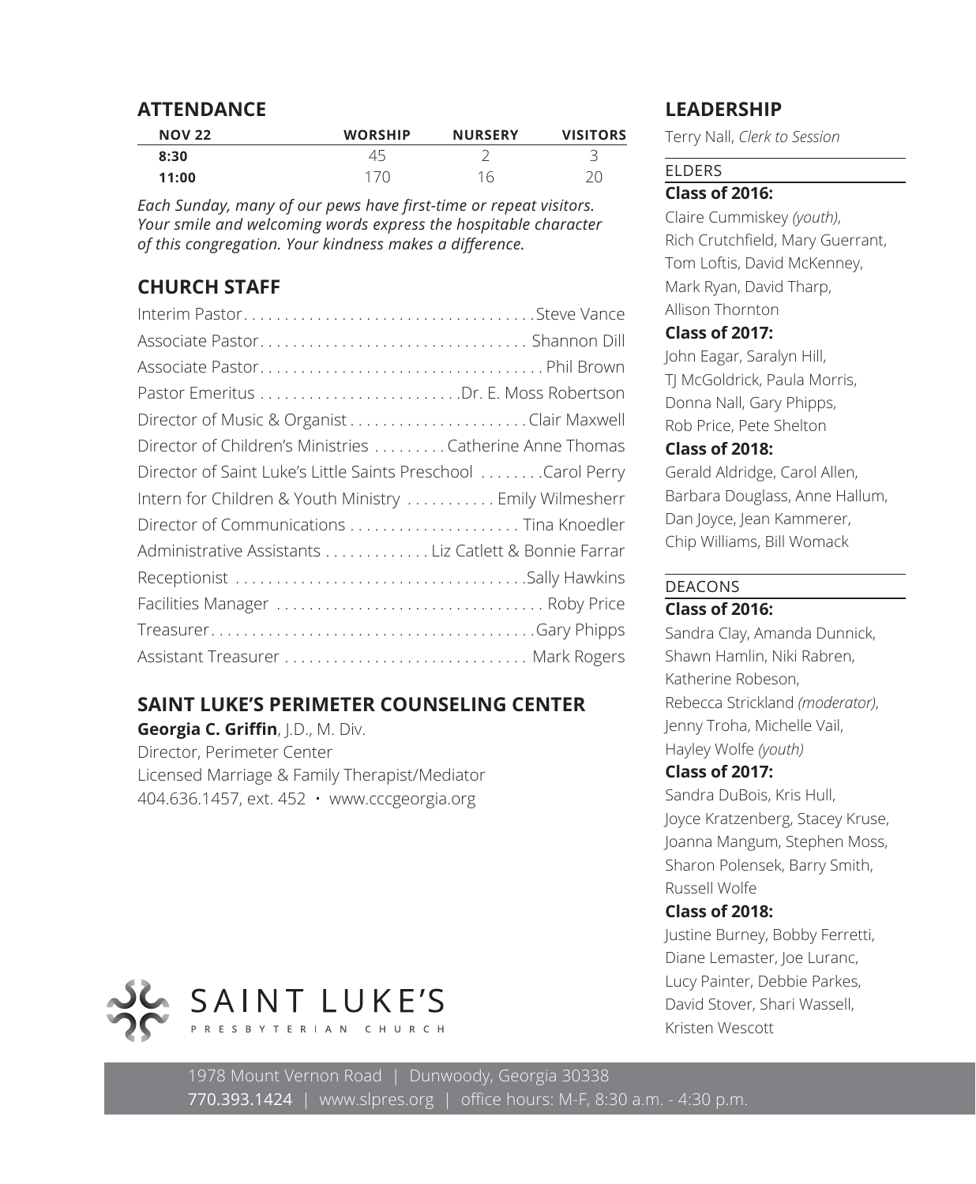## ATTENDANCE

| NOV 22 | WORSHIP | NURSERY | VISITORS |
|---|---|---|---|
| 8:30 | 45 | 2 | 3 |
| 11:00 | 170 | 16 | 20 |

***Each Sunday, many of our pews have first-time or repeat visitors. Your smile and welcoming words express the hospitable character of this congregation. Your kindness makes a difference.***

## CHURCH STAFF

Interim Pastor. . . . . . . . . . . . . . . . . . . . . . . . . . . . . . . . . . . .Steve Vance
Associate Pastor. . . . . . . . . . . . . . . . . . . . . . . . . . . . . . . . Shannon Dill
Associate Pastor. . . . . . . . . . . . . . . . . . . . . . . . . . . . . . . . . . Phil Brown
Pastor Emeritus . . . . . . . . . . . . . . . . . . . . . . . . .Dr. E. Moss Robertson
Director of Music & Organist . . . . . . . . . . . . . . . . . . . . . . Clair Maxwell
Director of Children's Ministries . . . . . . . . . Catherine Anne Thomas
Director of Saint Luke's Little Saints Preschool . . . . . . . .Carol Perry
Intern for Children & Youth Ministry . . . . . . . . . . . Emily Wilmesherr
Director of Communications . . . . . . . . . . . . . . . . . . . . . Tina Knoedler
Administrative Assistants . . . . . . . . . . . . . Liz Catlett & Bonnie Farrar
Receptionist . . . . . . . . . . . . . . . . . . . . . . . . . . . . . . . . . . . .Sally Hawkins
Facilities Manager . . . . . . . . . . . . . . . . . . . . . . . . . . . . . . . . Roby Price
Treasurer. . . . . . . . . . . . . . . . . . . . . . . . . . . . . . . . . . . . . . . .Gary Phipps
Assistant Treasurer . . . . . . . . . . . . . . . . . . . . . . . . . . . . . Mark Rogers

## SAINT LUKE'S PERIMETER COUNSELING CENTER

**Georgia C. Griffin**, J.D., M. Div.
Director, Perimeter Center
Licensed Marriage & Family Therapist/Mediator
404.636.1457, ext. 452 • www.cccgeorgia.org

## LEADERSHIP

Terry Nall, *Clerk to Session*

ELDERS

**Class of 2016:**
Claire Cummiskey *(youth)*, Rich Crutchfield, Mary Guerrant, Tom Loftis, David McKenney, Mark Ryan, David Tharp, Allison Thornton

**Class of 2017:**
John Eagar, Saralyn Hill, TJ McGoldrick, Paula Morris, Donna Nall, Gary Phipps, Rob Price, Pete Shelton

**Class of 2018:**
Gerald Aldridge, Carol Allen, Barbara Douglass, Anne Hallum, Dan Joyce, Jean Kammerer, Chip Williams, Bill Womack

DEACONS

**Class of 2016:**
Sandra Clay, Amanda Dunnick, Shawn Hamlin, Niki Rabren, Katherine Robeson, Rebecca Strickland *(moderator)*, Jenny Troha, Michelle Vail, Hayley Wolfe *(youth)*

**Class of 2017:**
Sandra DuBois, Kris Hull, Joyce Kratzenberg, Stacey Kruse, Joanna Mangum, Stephen Moss, Sharon Polensek, Barry Smith, Russell Wolfe

**Class of 2018:**
Justine Burney, Bobby Ferretti, Diane Lemaster, Joe Luranc, Lucy Painter, Debbie Parkes, David Stover, Shari Wassell, Kristen Wescott

SAINT LUKE'S
PRESBYTERIAN CHURCH

1978 Mount Vernon Road | Dunwoody, Georgia 30338
770.393.1424 | www.slpres.org | office hours: M-F, 8:30 a.m. - 4:30 p.m.